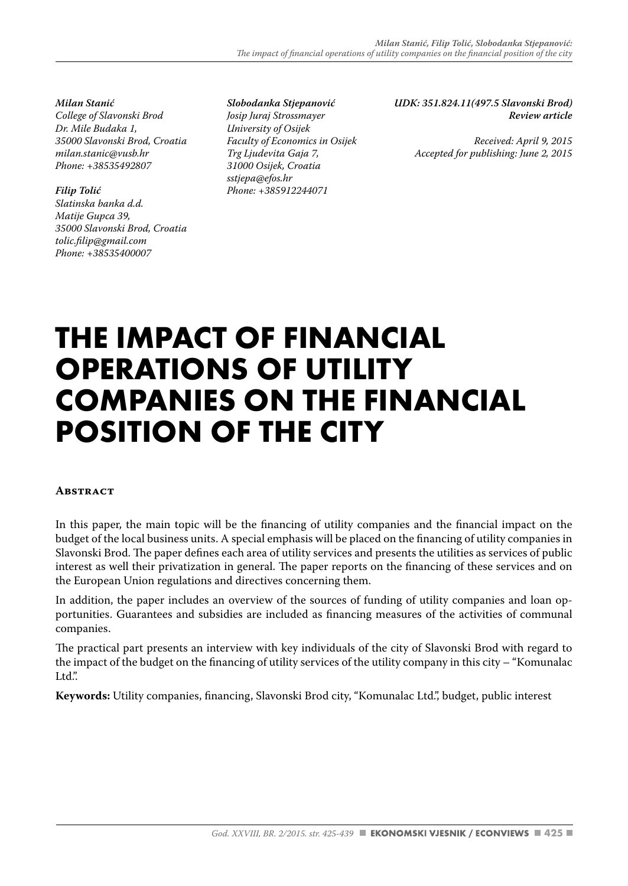*Milan Stanić*
*College of Slavonski Brod*
*Dr. Mile Budaka 1,*
*35000 Slavonski Brod, Croatia*
*milan.stanic@vusb.hr*
*Phone: +38535492807*

*Filip Tolić*
*Slatinska banka d.d.*
*Matije Gupca 39,*
*35000 Slavonski Brod, Croatia*
*tolic.filip@gmail.com*
*Phone: +38535400007*

*Slobodanka Stjepanović*
*Josip Juraj Strossmayer*
*University of Osijek*
*Faculty of Economics in Osijek*
*Trg Ljudevita Gaja 7,*
*31000 Osijek, Croatia*
*sstjepa@efos.hr*
*Phone: +385912244071*

*UDK: 351.824.11(497.5 Slavonski Brod)*
*Review article*

*Received: April 9, 2015*
*Accepted for publishing: June 2, 2015*

# THE IMPACT OF FINANCIAL OPERATIONS OF UTILITY COMPANIES ON THE FINANCIAL POSITION OF THE CITY

## Abstract

In this paper, the main topic will be the financing of utility companies and the financial impact on the budget of the local business units. A special emphasis will be placed on the financing of utility companies in Slavonski Brod. The paper defines each area of utility services and presents the utilities as services of public interest as well their privatization in general. The paper reports on the financing of these services and on the European Union regulations and directives concerning them.

In addition, the paper includes an overview of the sources of funding of utility companies and loan opportunities. Guarantees and subsidies are included as financing measures of the activities of communal companies.

The practical part presents an interview with key individuals of the city of Slavonski Brod with regard to the impact of the budget on the financing of utility services of the utility company in this city – "Komunalac Ltd.".

**Keywords:** Utility companies, financing, Slavonski Brod city, "Komunalac Ltd.", budget, public interest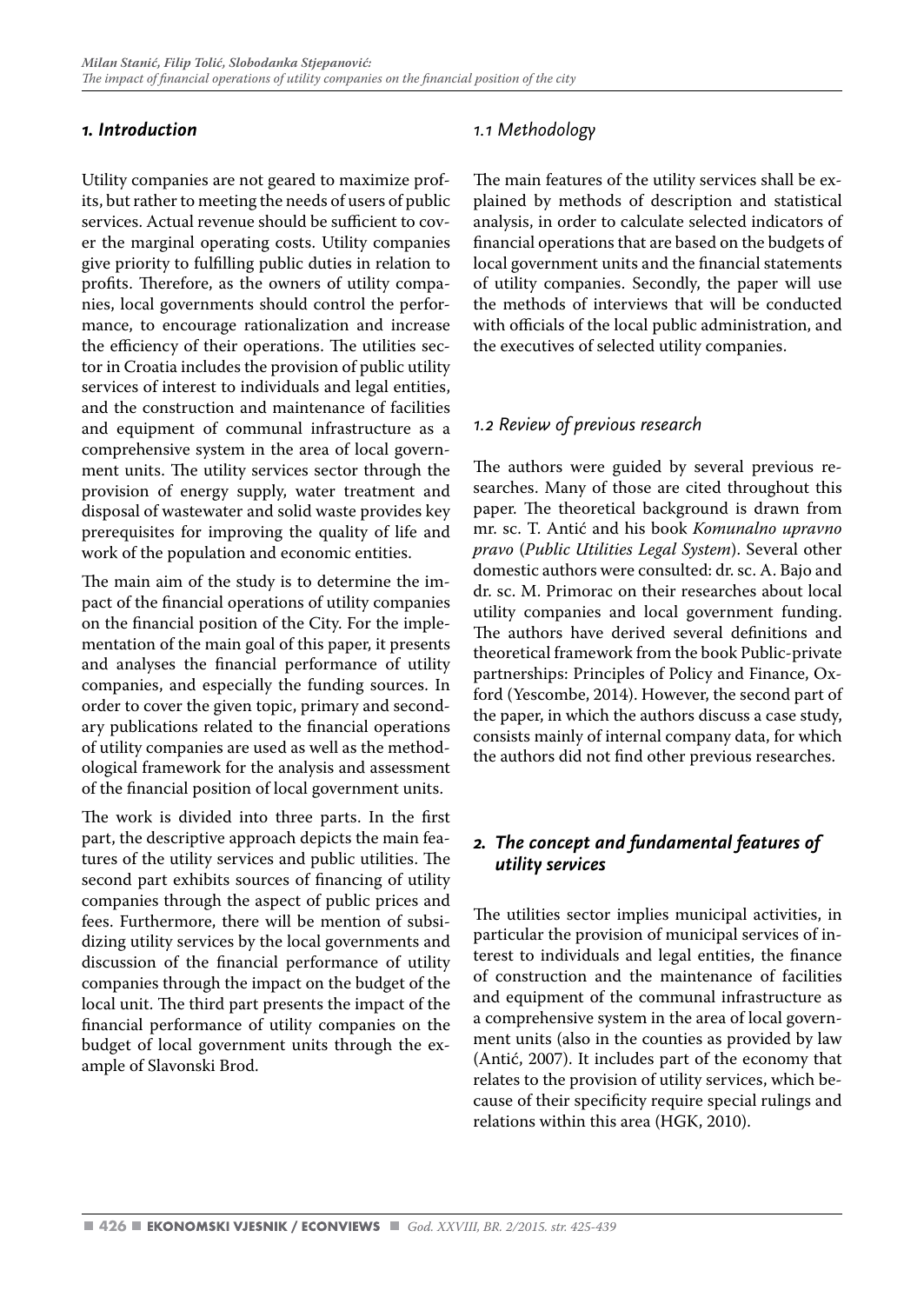## *1. Introduction*

Utility companies are not geared to maximize profits, but rather to meeting the needs of users of public services. Actual revenue should be sufficient to cover the marginal operating costs. Utility companies give priority to fulfilling public duties in relation to profits. Therefore, as the owners of utility companies, local governments should control the performance, to encourage rationalization and increase the efficiency of their operations. The utilities sector in Croatia includes the provision of public utility services of interest to individuals and legal entities, and the construction and maintenance of facilities and equipment of communal infrastructure as a comprehensive system in the area of local government units. The utility services sector through the provision of energy supply, water treatment and disposal of wastewater and solid waste provides key prerequisites for improving the quality of life and work of the population and economic entities.

The main aim of the study is to determine the impact of the financial operations of utility companies on the financial position of the City. For the implementation of the main goal of this paper, it presents and analyses the financial performance of utility companies, and especially the funding sources. In order to cover the given topic, primary and secondary publications related to the financial operations of utility companies are used as well as the methodological framework for the analysis and assessment of the financial position of local government units.

The work is divided into three parts. In the first part, the descriptive approach depicts the main features of the utility services and public utilities. The second part exhibits sources of financing of utility companies through the aspect of public prices and fees. Furthermore, there will be mention of subsidizing utility services by the local governments and discussion of the financial performance of utility companies through the impact on the budget of the local unit. The third part presents the impact of the financial performance of utility companies on the budget of local government units through the example of Slavonski Brod.

### *1.1 Methodology*

The main features of the utility services shall be explained by methods of description and statistical analysis, in order to calculate selected indicators of financial operations that are based on the budgets of local government units and the financial statements of utility companies. Secondly, the paper will use the methods of interviews that will be conducted with officials of the local public administration, and the executives of selected utility companies.

### *1.2 Review of previous research*

The authors were guided by several previous researches. Many of those are cited throughout this paper. The theoretical background is drawn from mr. sc. T. Antić and his book *Komunalno upravno pravo* (*Public Utilities Legal System*). Several other domestic authors were consulted: dr. sc. A. Bajo and dr. sc. M. Primorac on their researches about local utility companies and local government funding. The authors have derived several definitions and theoretical framework from the book Public-private partnerships: Principles of Policy and Finance, Oxford (Yescombe, 2014). However, the second part of the paper, in which the authors discuss a case study, consists mainly of internal company data, for which the authors did not find other previous researches.

## *2. The concept and fundamental features of utility services*

The utilities sector implies municipal activities, in particular the provision of municipal services of interest to individuals and legal entities, the finance of construction and the maintenance of facilities and equipment of the communal infrastructure as a comprehensive system in the area of local government units (also in the counties as provided by law (Antić, 2007). It includes part of the economy that relates to the provision of utility services, which because of their specificity require special rulings and relations within this area (HGK, 2010).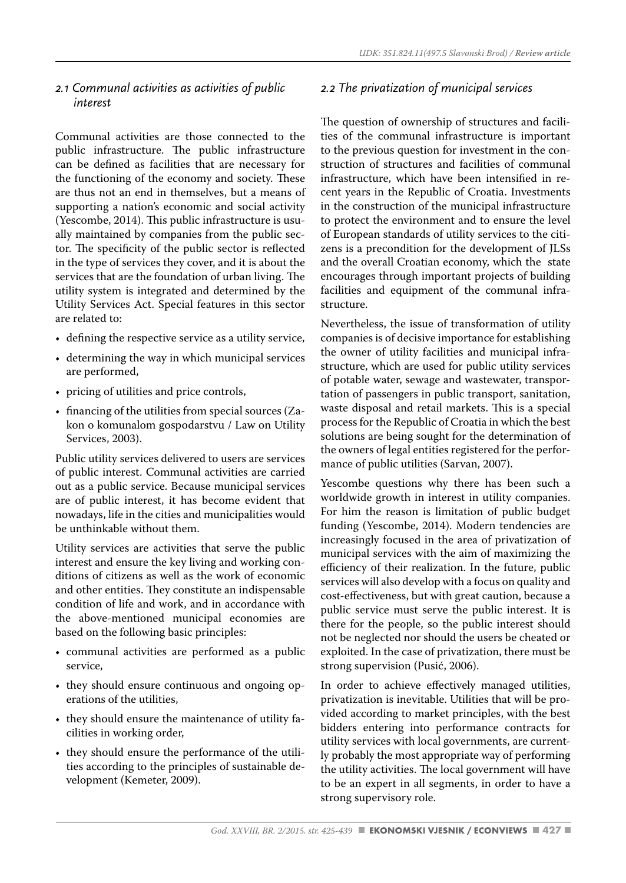## 2.1 Communal activities as activities of public interest

Communal activities are those connected to the public infrastructure. The public infrastructure can be defined as facilities that are necessary for the functioning of the economy and society. These are thus not an end in themselves, but a means of supporting a nation's economic and social activity (Yescombe, 2014). This public infrastructure is usually maintained by companies from the public sector. The specificity of the public sector is reflected in the type of services they cover, and it is about the services that are the foundation of urban living. The utility system is integrated and determined by the Utility Services Act. Special features in this sector are related to:

- defining the respective service as a utility service,
- determining the way in which municipal services are performed,
- pricing of utilities and price controls,
- financing of the utilities from special sources (Zakon o komunalom gospodarstvu / Law on Utility Services, 2003).

Public utility services delivered to users are services of public interest. Communal activities are carried out as a public service. Because municipal services are of public interest, it has become evident that nowadays, life in the cities and municipalities would be unthinkable without them.

Utility services are activities that serve the public interest and ensure the key living and working conditions of citizens as well as the work of economic and other entities. They constitute an indispensable condition of life and work, and in accordance with the above-mentioned municipal economies are based on the following basic principles:

- communal activities are performed as a public service,
- they should ensure continuous and ongoing operations of the utilities,
- they should ensure the maintenance of utility facilities in working order,
- they should ensure the performance of the utilities according to the principles of sustainable development (Kemeter, 2009).

## 2.2 The privatization of municipal services

The question of ownership of structures and facilities of the communal infrastructure is important to the previous question for investment in the construction of structures and facilities of communal infrastructure, which have been intensified in recent years in the Republic of Croatia. Investments in the construction of the municipal infrastructure to protect the environment and to ensure the level of European standards of utility services to the citizens is a precondition for the development of JLSs and the overall Croatian economy, which the state encourages through important projects of building facilities and equipment of the communal infrastructure.

Nevertheless, the issue of transformation of utility companies is of decisive importance for establishing the owner of utility facilities and municipal infrastructure, which are used for public utility services of potable water, sewage and wastewater, transportation of passengers in public transport, sanitation, waste disposal and retail markets. This is a special process for the Republic of Croatia in which the best solutions are being sought for the determination of the owners of legal entities registered for the performance of public utilities (Sarvan, 2007).

Yescombe questions why there has been such a worldwide growth in interest in utility companies. For him the reason is limitation of public budget funding (Yescombe, 2014). Modern tendencies are increasingly focused in the area of privatization of municipal services with the aim of maximizing the efficiency of their realization. In the future, public services will also develop with a focus on quality and cost-effectiveness, but with great caution, because a public service must serve the public interest. It is there for the people, so the public interest should not be neglected nor should the users be cheated or exploited. In the case of privatization, there must be strong supervision (Pusić, 2006).

In order to achieve effectively managed utilities, privatization is inevitable. Utilities that will be provided according to market principles, with the best bidders entering into performance contracts for utility services with local governments, are currently probably the most appropriate way of performing the utility activities. The local government will have to be an expert in all segments, in order to have a strong supervisory role.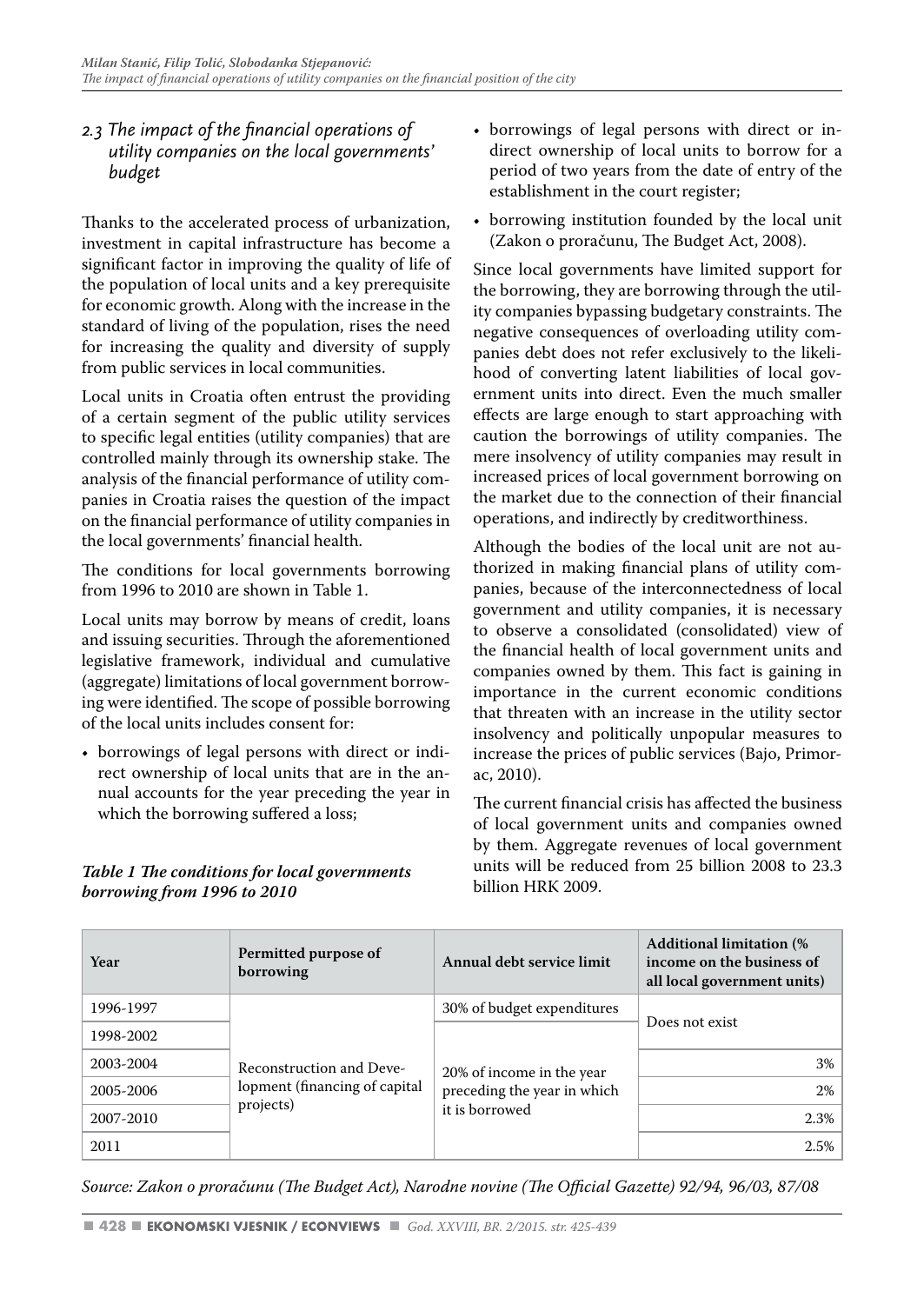### *2.3 The impact of the financial operations of utility companies on the local governments' budget*

Thanks to the accelerated process of urbanization, investment in capital infrastructure has become a significant factor in improving the quality of life of the population of local units and a key prerequisite for economic growth. Along with the increase in the standard of living of the population, rises the need for increasing the quality and diversity of supply from public services in local communities.

Local units in Croatia often entrust the providing of a certain segment of the public utility services to specific legal entities (utility companies) that are controlled mainly through its ownership stake. The analysis of the financial performance of utility companies in Croatia raises the question of the impact on the financial performance of utility companies in the local governments' financial health.

The conditions for local governments borrowing from 1996 to 2010 are shown in Table 1.

Local units may borrow by means of credit, loans and issuing securities. Through the aforementioned legislative framework, individual and cumulative (aggregate) limitations of local government borrowing were identified. The scope of possible borrowing of the local units includes consent for:

- borrowings of legal persons with direct or indirect ownership of local units that are in the annual accounts for the year preceding the year in which the borrowing suffered a loss;
- borrowings of legal persons with direct or indirect ownership of local units to borrow for a period of two years from the date of entry of the establishment in the court register;
- borrowing institution founded by the local unit (Zakon o proračunu, The Budget Act, 2008).

Since local governments have limited support for the borrowing, they are borrowing through the utility companies bypassing budgetary constraints. The negative consequences of overloading utility companies debt does not refer exclusively to the likelihood of converting latent liabilities of local government units into direct. Even the much smaller effects are large enough to start approaching with caution the borrowings of utility companies. The mere insolvency of utility companies may result in increased prices of local government borrowing on the market due to the connection of their financial operations, and indirectly by creditworthiness.

Although the bodies of the local unit are not authorized in making financial plans of utility companies, because of the interconnectedness of local government and utility companies, it is necessary to observe a consolidated (consolidated) view of the financial health of local government units and companies owned by them. This fact is gaining in importance in the current economic conditions that threaten with an increase in the utility sector insolvency and politically unpopular measures to increase the prices of public services (Bajo, Primorac, 2010).

The current financial crisis has affected the business of local government units and companies owned by them. Aggregate revenues of local government units will be reduced from 25 billion 2008 to 23.3 billion HRK 2009.

***Table 1 The conditions for local governments borrowing from 1996 to 2010***

| Year | Permitted purpose of borrowing | Annual debt service limit | Additional limitation (% income on the business of all local government units) |
|---|---|---|---|
| 1996-1997 | Reconstruction and Development (financing of capital projects) | 30% of budget expenditures | Does not exist |
| 1998-2002 | | 20% of income in the year preceding the year in which it is borrowed | |
| 2003-2004 | | | 3% |
| 2005-2006 | | | 2% |
| 2007-2010 | | | 2.3% |
| 2011 | | | 2.5% |

*Source: Zakon o proračunu (The Budget Act), Narodne novine (The Official Gazette) 92/94, 96/03, 87/08*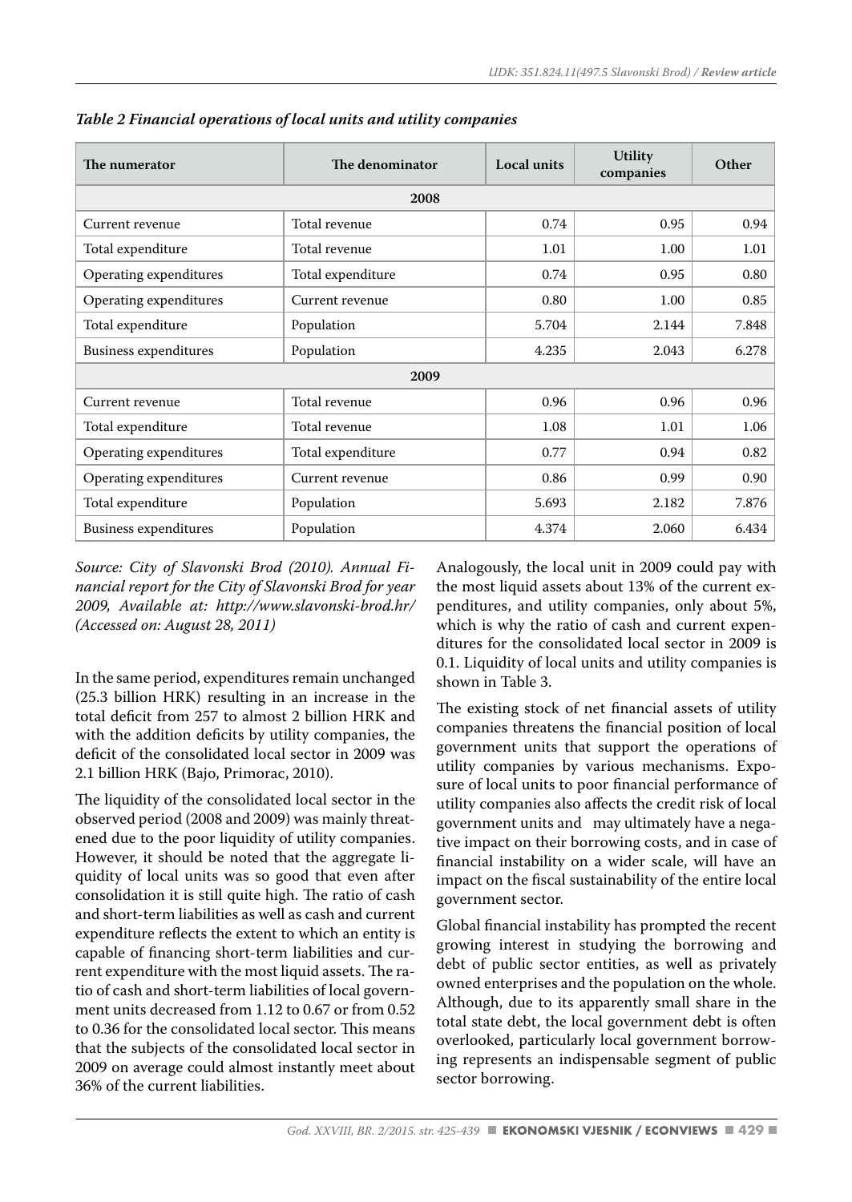*Table 2 Financial operations of local units and utility companies*

| The numerator | The denominator | Local units | Utility companies | Other |
|---|---|---|---|---|
| **2008** | | | | |
| Current revenue | Total revenue | 0.74 | 0.95 | 0.94 |
| Total expenditure | Total revenue | 1.01 | 1.00 | 1.01 |
| Operating expenditures | Total expenditure | 0.74 | 0.95 | 0.80 |
| Operating expenditures | Current revenue | 0.80 | 1.00 | 0.85 |
| Total expenditure | Population | 5.704 | 2.144 | 7.848 |
| Business expenditures | Population | 4.235 | 2.043 | 6.278 |
| **2009** | | | | |
| Current revenue | Total revenue | 0.96 | 0.96 | 0.96 |
| Total expenditure | Total revenue | 1.08 | 1.01 | 1.06 |
| Operating expenditures | Total expenditure | 0.77 | 0.94 | 0.82 |
| Operating expenditures | Current revenue | 0.86 | 0.99 | 0.90 |
| Total expenditure | Population | 5.693 | 2.182 | 7.876 |
| Business expenditures | Population | 4.374 | 2.060 | 6.434 |

*Source: City of Slavonski Brod (2010). Annual Financial report for the City of Slavonski Brod for year 2009, Available at: http://www.slavonski-brod.hr/ (Accessed on: August 28, 2011)*

In the same period, expenditures remain unchanged (25.3 billion HRK) resulting in an increase in the total deficit from 257 to almost 2 billion HRK and with the addition deficits by utility companies, the deficit of the consolidated local sector in 2009 was 2.1 billion HRK (Bajo, Primorac, 2010).

The liquidity of the consolidated local sector in the observed period (2008 and 2009) was mainly threatened due to the poor liquidity of utility companies. However, it should be noted that the aggregate liquidity of local units was so good that even after consolidation it is still quite high. The ratio of cash and short-term liabilities as well as cash and current expenditure reflects the extent to which an entity is capable of financing short-term liabilities and current expenditure with the most liquid assets. The ratio of cash and short-term liabilities of local government units decreased from 1.12 to 0.67 or from 0.52 to 0.36 for the consolidated local sector. This means that the subjects of the consolidated local sector in 2009 on average could almost instantly meet about 36% of the current liabilities.

Analogously, the local unit in 2009 could pay with the most liquid assets about 13% of the current expenditures, and utility companies, only about 5%, which is why the ratio of cash and current expenditures for the consolidated local sector in 2009 is 0.1. Liquidity of local units and utility companies is shown in Table 3.

The existing stock of net financial assets of utility companies threatens the financial position of local government units that support the operations of utility companies by various mechanisms. Exposure of local units to poor financial performance of utility companies also affects the credit risk of local government units and may ultimately have a negative impact on their borrowing costs, and in case of financial instability on a wider scale, will have an impact on the fiscal sustainability of the entire local government sector.

Global financial instability has prompted the recent growing interest in studying the borrowing and debt of public sector entities, as well as privately owned enterprises and the population on the whole. Although, due to its apparently small share in the total state debt, the local government debt is often overlooked, particularly local government borrowing represents an indispensable segment of public sector borrowing.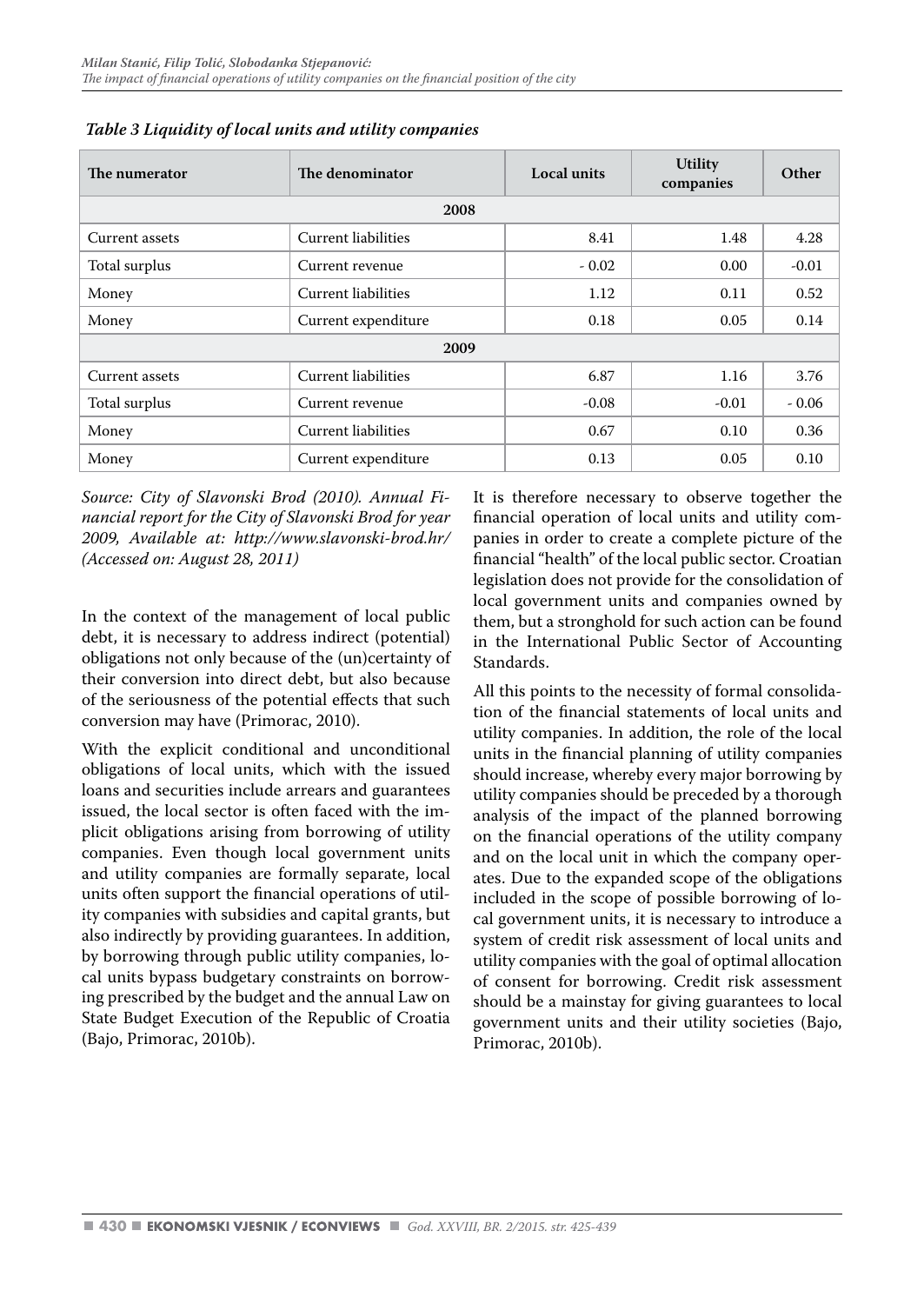*Table 3 Liquidity of local units and utility companies*

| The numerator | The denominator | Local units | Utility companies | Other |
|---|---|---|---|---|
| **2008** | | | | |
| Current assets | Current liabilities | 8.41 | 1.48 | 4.28 |
| Total surplus | Current revenue | - 0.02 | 0.00 | -0.01 |
| Money | Current liabilities | 1.12 | 0.11 | 0.52 |
| Money | Current expenditure | 0.18 | 0.05 | 0.14 |
| **2009** | | | | |
| Current assets | Current liabilities | 6.87 | 1.16 | 3.76 |
| Total surplus | Current revenue | -0.08 | -0.01 | - 0.06 |
| Money | Current liabilities | 0.67 | 0.10 | 0.36 |
| Money | Current expenditure | 0.13 | 0.05 | 0.10 |

*Source: City of Slavonski Brod (2010). Annual Financial report for the City of Slavonski Brod for year 2009, Available at: http://www.slavonski-brod.hr/ (Accessed on: August 28, 2011)*

In the context of the management of local public debt, it is necessary to address indirect (potential) obligations not only because of the (un)certainty of their conversion into direct debt, but also because of the seriousness of the potential effects that such conversion may have (Primorac, 2010).

With the explicit conditional and unconditional obligations of local units, which with the issued loans and securities include arrears and guarantees issued, the local sector is often faced with the implicit obligations arising from borrowing of utility companies. Even though local government units and utility companies are formally separate, local units often support the financial operations of utility companies with subsidies and capital grants, but also indirectly by providing guarantees. In addition, by borrowing through public utility companies, local units bypass budgetary constraints on borrowing prescribed by the budget and the annual Law on State Budget Execution of the Republic of Croatia (Bajo, Primorac, 2010b).

It is therefore necessary to observe together the financial operation of local units and utility companies in order to create a complete picture of the financial "health" of the local public sector. Croatian legislation does not provide for the consolidation of local government units and companies owned by them, but a stronghold for such action can be found in the International Public Sector of Accounting Standards.

All this points to the necessity of formal consolidation of the financial statements of local units and utility companies. In addition, the role of the local units in the financial planning of utility companies should increase, whereby every major borrowing by utility companies should be preceded by a thorough analysis of the impact of the planned borrowing on the financial operations of the utility company and on the local unit in which the company operates. Due to the expanded scope of the obligations included in the scope of possible borrowing of local government units, it is necessary to introduce a system of credit risk assessment of local units and utility companies with the goal of optimal allocation of consent for borrowing. Credit risk assessment should be a mainstay for giving guarantees to local government units and their utility societies (Bajo, Primorac, 2010b).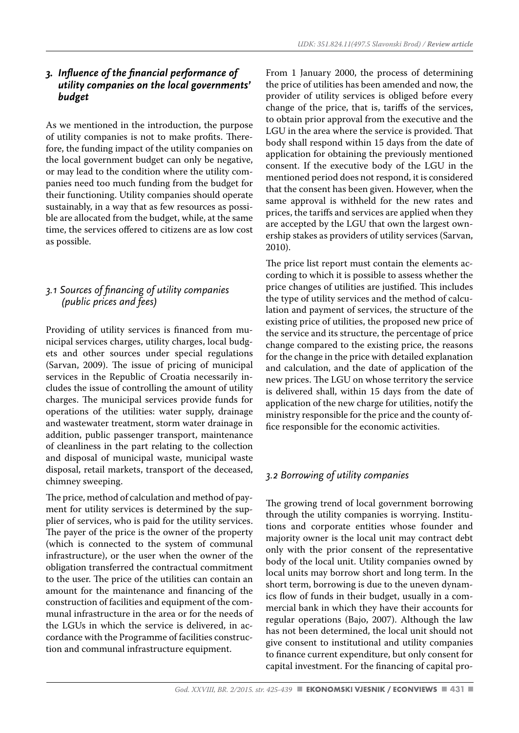## 3. *Influence of the financial performance of utility companies on the local governments' budget*

As we mentioned in the introduction, the purpose of utility companies is not to make profits. Therefore, the funding impact of the utility companies on the local government budget can only be negative, or may lead to the condition where the utility companies need too much funding from the budget for their functioning. Utility companies should operate sustainably, in a way that as few resources as possible are allocated from the budget, while, at the same time, the services offered to citizens are as low cost as possible.

### *3.1 Sources of financing of utility companies (public prices and fees)*

Providing of utility services is financed from municipal services charges, utility charges, local budgets and other sources under special regulations (Sarvan, 2009). The issue of pricing of municipal services in the Republic of Croatia necessarily includes the issue of controlling the amount of utility charges. The municipal services provide funds for operations of the utilities: water supply, drainage and wastewater treatment, storm water drainage in addition, public passenger transport, maintenance of cleanliness in the part relating to the collection and disposal of municipal waste, municipal waste disposal, retail markets, transport of the deceased, chimney sweeping.

The price, method of calculation and method of payment for utility services is determined by the supplier of services, who is paid for the utility services. The payer of the price is the owner of the property (which is connected to the system of communal infrastructure), or the user when the owner of the obligation transferred the contractual commitment to the user. The price of the utilities can contain an amount for the maintenance and financing of the construction of facilities and equipment of the communal infrastructure in the area or for the needs of the LGUs in which the service is delivered, in accordance with the Programme of facilities construction and communal infrastructure equipment.

From 1 January 2000, the process of determining the price of utilities has been amended and now, the provider of utility services is obliged before every change of the price, that is, tariffs of the services, to obtain prior approval from the executive and the LGU in the area where the service is provided. That body shall respond within 15 days from the date of application for obtaining the previously mentioned consent. If the executive body of the LGU in the mentioned period does not respond, it is considered that the consent has been given. However, when the same approval is withheld for the new rates and prices, the tariffs and services are applied when they are accepted by the LGU that own the largest ownership stakes as providers of utility services (Sarvan, 2010).

The price list report must contain the elements according to which it is possible to assess whether the price changes of utilities are justified. This includes the type of utility services and the method of calculation and payment of services, the structure of the existing price of utilities, the proposed new price of the service and its structure, the percentage of price change compared to the existing price, the reasons for the change in the price with detailed explanation and calculation, and the date of application of the new prices. The LGU on whose territory the service is delivered shall, within 15 days from the date of application of the new charge for utilities, notify the ministry responsible for the price and the county office responsible for the economic activities.

### *3.2 Borrowing of utility companies*

The growing trend of local government borrowing through the utility companies is worrying. Institutions and corporate entities whose founder and majority owner is the local unit may contract debt only with the prior consent of the representative body of the local unit. Utility companies owned by local units may borrow short and long term. In the short term, borrowing is due to the uneven dynamics flow of funds in their budget, usually in a commercial bank in which they have their accounts for regular operations (Bajo, 2007). Although the law has not been determined, the local unit should not give consent to institutional and utility companies to finance current expenditure, but only consent for capital investment. For the financing of capital pro-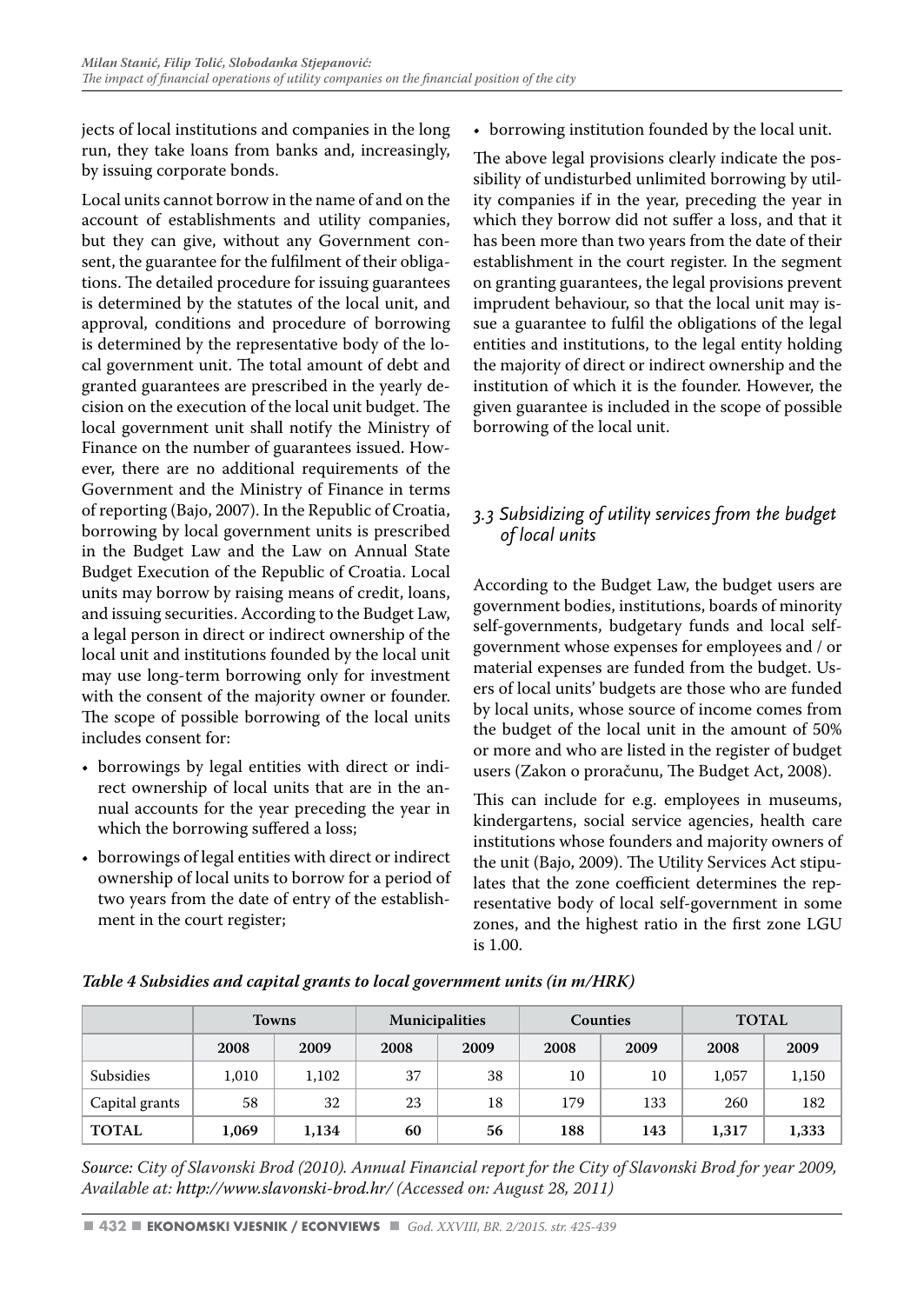jects of local institutions and companies in the long run, they take loans from banks and, increasingly, by issuing corporate bonds.

Local units cannot borrow in the name of and on the account of establishments and utility companies, but they can give, without any Government consent, the guarantee for the fulfilment of their obligations. The detailed procedure for issuing guarantees is determined by the statutes of the local unit, and approval, conditions and procedure of borrowing is determined by the representative body of the local government unit. The total amount of debt and granted guarantees are prescribed in the yearly decision on the execution of the local unit budget. The local government unit shall notify the Ministry of Finance on the number of guarantees issued. However, there are no additional requirements of the Government and the Ministry of Finance in terms of reporting (Bajo, 2007). In the Republic of Croatia, borrowing by local government units is prescribed in the Budget Law and the Law on Annual State Budget Execution of the Republic of Croatia. Local units may borrow by raising means of credit, loans, and issuing securities. According to the Budget Law, a legal person in direct or indirect ownership of the local unit and institutions founded by the local unit may use long-term borrowing only for investment with the consent of the majority owner or founder. The scope of possible borrowing of the local units includes consent for:

- borrowings by legal entities with direct or indirect ownership of local units that are in the annual accounts for the year preceding the year in which the borrowing suffered a loss;
- borrowings of legal entities with direct or indirect ownership of local units to borrow for a period of two years from the date of entry of the establishment in the court register;
- borrowing institution founded by the local unit.

The above legal provisions clearly indicate the possibility of undisturbed unlimited borrowing by utility companies if in the year, preceding the year in which they borrow did not suffer a loss, and that it has been more than two years from the date of their establishment in the court register. In the segment on granting guarantees, the legal provisions prevent imprudent behaviour, so that the local unit may issue a guarantee to fulfil the obligations of the legal entities and institutions, to the legal entity holding the majority of direct or indirect ownership and the institution of which it is the founder. However, the given guarantee is included in the scope of possible borrowing of the local unit.

### *3.3 Subsidizing of utility services from the budget of local units*

According to the Budget Law, the budget users are government bodies, institutions, boards of minority self-governments, budgetary funds and local self-government whose expenses for employees and / or material expenses are funded from the budget. Users of local units' budgets are those who are funded by local units, whose source of income comes from the budget of the local unit in the amount of 50% or more and who are listed in the register of budget users (Zakon o proračunu, The Budget Act, 2008).

This can include for e.g. employees in museums, kindergartens, social service agencies, health care institutions whose founders and majority owners of the unit (Bajo, 2009). The Utility Services Act stipulates that the zone coefficient determines the representative body of local self-government in some zones, and the highest ratio in the first zone LGU is 1.00.

***Table 4 Subsidies and capital grants to local government units (in m/HRK)***

| | Towns | | Municipalities | | Counties | | TOTAL | |
|---|---|---|---|---|---|---|---|---|
| | 2008 | 2009 | 2008 | 2009 | 2008 | 2009 | 2008 | 2009 |
| Subsidies | 1,010 | 1,102 | 37 | 38 | 10 | 10 | 1,057 | 1,150 |
| Capital grants | 58 | 32 | 23 | 18 | 179 | 133 | 260 | 182 |
| **TOTAL** | **1,069** | **1,134** | **60** | **56** | **188** | **143** | **1,317** | **1,333** |

*Source: City of Slavonski Brod (2010). Annual Financial report for the City of Slavonski Brod for year 2009, Available at: http://www.slavonski-brod.hr/ (Accessed on: August 28, 2011)*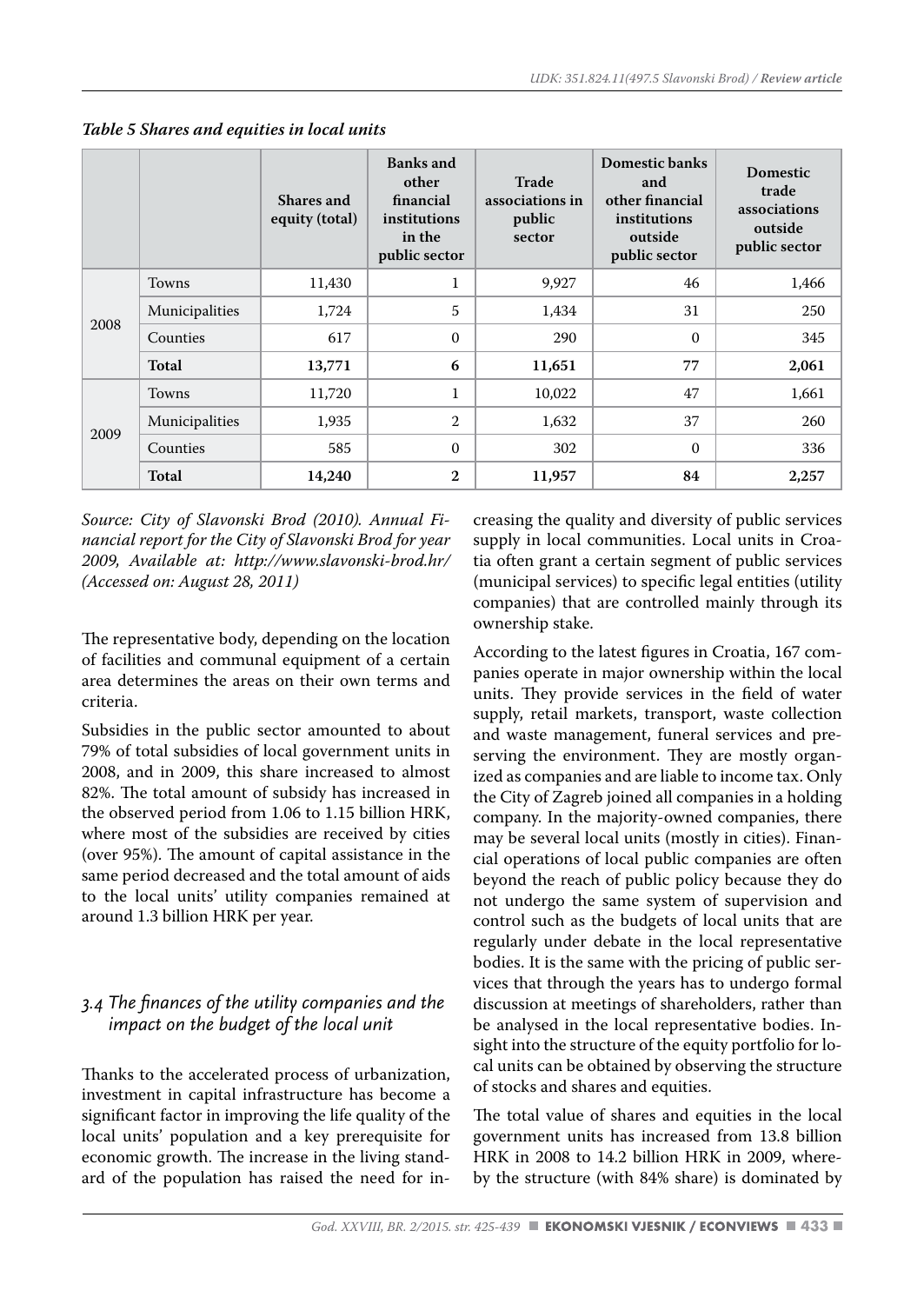*Table 5 Shares and equities in local units*

| | | Shares and equity (total) | Banks and other financial institutions in the public sector | Trade associations in public sector | Domestic banks and other financial institutions outside public sector | Domestic trade associations outside public sector |
|---|---|---|---|---|---|---|
| 2008 | Towns | 11,430 | 1 | 9,927 | 46 | 1,466 |
| | Municipalities | 1,724 | 5 | 1,434 | 31 | 250 |
| | Counties | 617 | 0 | 290 | 0 | 345 |
| | **Total** | **13,771** | **6** | **11,651** | **77** | **2,061** |
| 2009 | Towns | 11,720 | 1 | 10,022 | 47 | 1,661 |
| | Municipalities | 1,935 | 2 | 1,632 | 37 | 260 |
| | Counties | 585 | 0 | 302 | 0 | 336 |
| | **Total** | **14,240** | **2** | **11,957** | **84** | **2,257** |

*Source: City of Slavonski Brod (2010). Annual Financial report for the City of Slavonski Brod for year 2009, Available at: http://www.slavonski-brod.hr/ (Accessed on: August 28, 2011)*

The representative body, depending on the location of facilities and communal equipment of a certain area determines the areas on their own terms and criteria.

Subsidies in the public sector amounted to about 79% of total subsidies of local government units in 2008, and in 2009, this share increased to almost 82%. The total amount of subsidy has increased in the observed period from 1.06 to 1.15 billion HRK, where most of the subsidies are received by cities (over 95%). The amount of capital assistance in the same period decreased and the total amount of aids to the local units' utility companies remained at around 1.3 billion HRK per year.

### *3.4 The finances of the utility companies and the impact on the budget of the local unit*

Thanks to the accelerated process of urbanization, investment in capital infrastructure has become a significant factor in improving the life quality of the local units' population and a key prerequisite for economic growth. The increase in the living standard of the population has raised the need for increasing the quality and diversity of public services supply in local communities. Local units in Croatia often grant a certain segment of public services (municipal services) to specific legal entities (utility companies) that are controlled mainly through its ownership stake.

According to the latest figures in Croatia, 167 companies operate in major ownership within the local units. They provide services in the field of water supply, retail markets, transport, waste collection and waste management, funeral services and preserving the environment. They are mostly organized as companies and are liable to income tax. Only the City of Zagreb joined all companies in a holding company. In the majority-owned companies, there may be several local units (mostly in cities). Financial operations of local public companies are often beyond the reach of public policy because they do not undergo the same system of supervision and control such as the budgets of local units that are regularly under debate in the local representative bodies. It is the same with the pricing of public services that through the years has to undergo formal discussion at meetings of shareholders, rather than be analysed in the local representative bodies. Insight into the structure of the equity portfolio for local units can be obtained by observing the structure of stocks and shares and equities.

The total value of shares and equities in the local government units has increased from 13.8 billion HRK in 2008 to 14.2 billion HRK in 2009, whereby the structure (with 84% share) is dominated by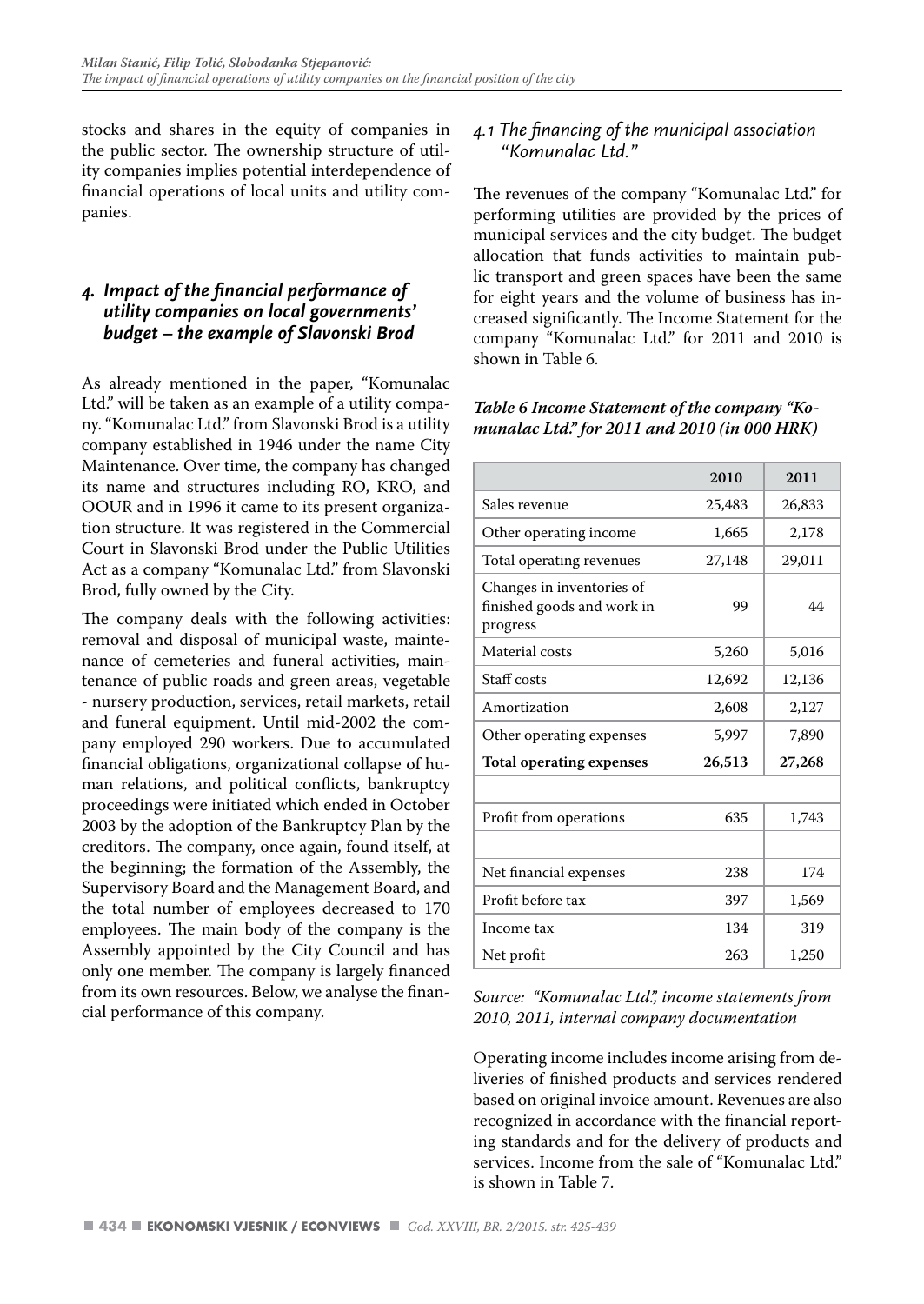stocks and shares in the equity of companies in the public sector. The ownership structure of utility companies implies potential interdependence of financial operations of local units and utility companies.

## *4. Impact of the financial performance of utility companies on local governments' budget – the example of Slavonski Brod*

As already mentioned in the paper, "Komunalac Ltd." will be taken as an example of a utility company. "Komunalac Ltd." from Slavonski Brod is a utility company established in 1946 under the name City Maintenance. Over time, the company has changed its name and structures including RO, KRO, and OOUR and in 1996 it came to its present organization structure. It was registered in the Commercial Court in Slavonski Brod under the Public Utilities Act as a company "Komunalac Ltd." from Slavonski Brod, fully owned by the City.

The company deals with the following activities: removal and disposal of municipal waste, maintenance of cemeteries and funeral activities, maintenance of public roads and green areas, vegetable - nursery production, services, retail markets, retail and funeral equipment. Until mid-2002 the company employed 290 workers. Due to accumulated financial obligations, organizational collapse of human relations, and political conflicts, bankruptcy proceedings were initiated which ended in October 2003 by the adoption of the Bankruptcy Plan by the creditors. The company, once again, found itself, at the beginning; the formation of the Assembly, the Supervisory Board and the Management Board, and the total number of employees decreased to 170 employees. The main body of the company is the Assembly appointed by the City Council and has only one member. The company is largely financed from its own resources. Below, we analyse the financial performance of this company.

### *4.1 The financing of the municipal association "Komunalac Ltd."*

The revenues of the company "Komunalac Ltd." for performing utilities are provided by the prices of municipal services and the city budget. The budget allocation that funds activities to maintain public transport and green spaces have been the same for eight years and the volume of business has increased significantly. The Income Statement for the company "Komunalac Ltd." for 2011 and 2010 is shown in Table 6.

***Table 6 Income Statement of the company "Komunalac Ltd." for 2011 and 2010 (in 000 HRK)***

| | 2010 | 2011 |
|---|---|---|
| Sales revenue | 25,483 | 26,833 |
| Other operating income | 1,665 | 2,178 |
| Total operating revenues | 27,148 | 29,011 |
| Changes in inventories of finished goods and work in progress | 99 | 44 |
| Material costs | 5,260 | 5,016 |
| Staff costs | 12,692 | 12,136 |
| Amortization | 2,608 | 2,127 |
| Other operating expenses | 5,997 | 7,890 |
| **Total operating expenses** | **26,513** | **27,268** |
| | | |
| Profit from operations | 635 | 1,743 |
| | | |
| Net financial expenses | 238 | 174 |
| Profit before tax | 397 | 1,569 |
| Income tax | 134 | 319 |
| Net profit | 263 | 1,250 |

*Source: "Komunalac Ltd.", income statements from 2010, 2011, internal company documentation*

Operating income includes income arising from deliveries of finished products and services rendered based on original invoice amount. Revenues are also recognized in accordance with the financial reporting standards and for the delivery of products and services. Income from the sale of "Komunalac Ltd." is shown in Table 7.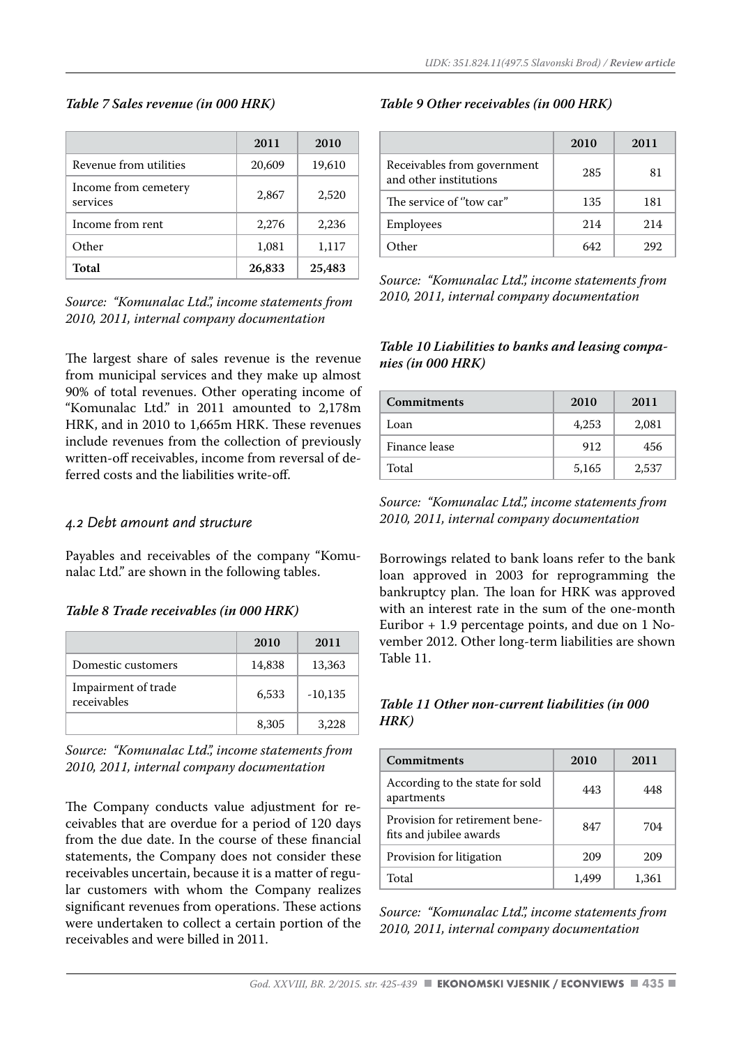*Table 7 Sales revenue (in 000 HRK)*

| | 2011 | 2010 |
|---|---|---|
| Revenue from utilities | 20,609 | 19,610 |
| Income from cemetery services | 2,867 | 2,520 |
| Income from rent | 2,276 | 2,236 |
| Other | 1,081 | 1,117 |
| **Total** | **26,833** | **25,483** |

*Source: "Komunalac Ltd.", income statements from 2010, 2011, internal company documentation*

The largest share of sales revenue is the revenue from municipal services and they make up almost 90% of total revenues. Other operating income of "Komunalac Ltd." in 2011 amounted to 2,178m HRK, and in 2010 to 1,665m HRK. These revenues include revenues from the collection of previously written-off receivables, income from reversal of deferred costs and the liabilities write-off.

### *4.2 Debt amount and structure*

Payables and receivables of the company "Komunalac Ltd." are shown in the following tables.

*Table 8 Trade receivables (in 000 HRK)*

| | 2010 | 2011 |
|---|---|---|
| Domestic customers | 14,838 | 13,363 |
| Impairment of trade receivables | 6,533 | -10,135 |
| | 8,305 | 3,228 |

*Source: "Komunalac Ltd.", income statements from 2010, 2011, internal company documentation*

The Company conducts value adjustment for receivables that are overdue for a period of 120 days from the due date. In the course of these financial statements, the Company does not consider these receivables uncertain, because it is a matter of regular customers with whom the Company realizes significant revenues from operations. These actions were undertaken to collect a certain portion of the receivables and were billed in 2011.

*Table 9 Other receivables (in 000 HRK)*

| | 2010 | 2011 |
|---|---|---|
| Receivables from government and other institutions | 285 | 81 |
| The service of "tow car" | 135 | 181 |
| Employees | 214 | 214 |
| Other | 642 | 292 |

*Source: "Komunalac Ltd.", income statements from 2010, 2011, internal company documentation*

*Table 10 Liabilities to banks and leasing companies (in 000 HRK)*

| Commitments | 2010 | 2011 |
|---|---|---|
| Loan | 4,253 | 2,081 |
| Finance lease | 912 | 456 |
| Total | 5,165 | 2,537 |

*Source: "Komunalac Ltd.", income statements from 2010, 2011, internal company documentation*

Borrowings related to bank loans refer to the bank loan approved in 2003 for reprogramming the bankruptcy plan. The loan for HRK was approved with an interest rate in the sum of the one-month Euribor + 1.9 percentage points, and due on 1 November 2012. Other long-term liabilities are shown Table 11.

*Table 11 Other non-current liabilities (in 000 HRK)*

| Commitments | 2010 | 2011 |
|---|---|---|
| According to the state for sold apartments | 443 | 448 |
| Provision for retirement benefits and jubilee awards | 847 | 704 |
| Provision for litigation | 209 | 209 |
| Total | 1,499 | 1,361 |

*Source: "Komunalac Ltd.", income statements from 2010, 2011, internal company documentation*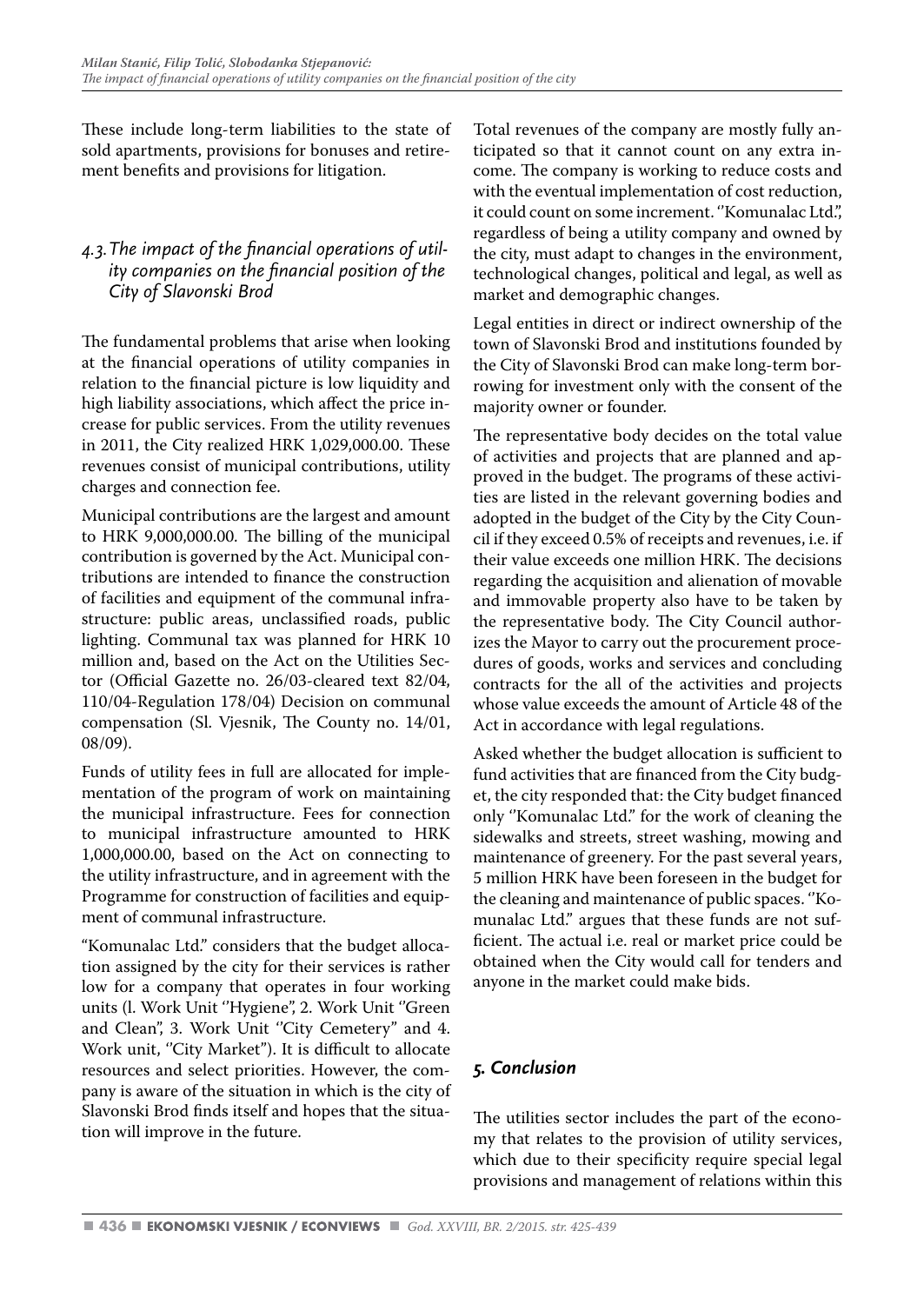These include long-term liabilities to the state of sold apartments, provisions for bonuses and retirement benefits and provisions for litigation.

### *4.3. The impact of the financial operations of utility companies on the financial position of the City of Slavonski Brod*

The fundamental problems that arise when looking at the financial operations of utility companies in relation to the financial picture is low liquidity and high liability associations, which affect the price increase for public services. From the utility revenues in 2011, the City realized HRK 1,029,000.00. These revenues consist of municipal contributions, utility charges and connection fee.

Municipal contributions are the largest and amount to HRK 9,000,000.00. The billing of the municipal contribution is governed by the Act. Municipal contributions are intended to finance the construction of facilities and equipment of the communal infrastructure: public areas, unclassified roads, public lighting. Communal tax was planned for HRK 10 million and, based on the Act on the Utilities Sector (Official Gazette no. 26/03-cleared text 82/04, 110/04-Regulation 178/04) Decision on communal compensation (Sl. Vjesnik, The County no. 14/01, 08/09).

Funds of utility fees in full are allocated for implementation of the program of work on maintaining the municipal infrastructure. Fees for connection to municipal infrastructure amounted to HRK 1,000,000.00, based on the Act on connecting to the utility infrastructure, and in agreement with the Programme for construction of facilities and equipment of communal infrastructure.

"Komunalac Ltd." considers that the budget allocation assigned by the city for their services is rather low for a company that operates in four working units (l. Work Unit ''Hygiene", 2. Work Unit ''Green and Clean", 3. Work Unit ''City Cemetery" and 4. Work unit, ''City Market"). It is difficult to allocate resources and select priorities. However, the company is aware of the situation in which is the city of Slavonski Brod finds itself and hopes that the situation will improve in the future.

Total revenues of the company are mostly fully anticipated so that it cannot count on any extra income. The company is working to reduce costs and with the eventual implementation of cost reduction, it could count on some increment. ''Komunalac Ltd.", regardless of being a utility company and owned by the city, must adapt to changes in the environment, technological changes, political and legal, as well as market and demographic changes.

Legal entities in direct or indirect ownership of the town of Slavonski Brod and institutions founded by the City of Slavonski Brod can make long-term borrowing for investment only with the consent of the majority owner or founder.

The representative body decides on the total value of activities and projects that are planned and approved in the budget. The programs of these activities are listed in the relevant governing bodies and adopted in the budget of the City by the City Council if they exceed 0.5% of receipts and revenues, i.e. if their value exceeds one million HRK. The decisions regarding the acquisition and alienation of movable and immovable property also have to be taken by the representative body. The City Council authorizes the Mayor to carry out the procurement procedures of goods, works and services and concluding contracts for the all of the activities and projects whose value exceeds the amount of Article 48 of the Act in accordance with legal regulations.

Asked whether the budget allocation is sufficient to fund activities that are financed from the City budget, the city responded that: the City budget financed only ''Komunalac Ltd." for the work of cleaning the sidewalks and streets, street washing, mowing and maintenance of greenery. For the past several years, 5 million HRK have been foreseen in the budget for the cleaning and maintenance of public spaces. ''Komunalac Ltd." argues that these funds are not sufficient. The actual i.e. real or market price could be obtained when the City would call for tenders and anyone in the market could make bids.

## *5. Conclusion*

The utilities sector includes the part of the economy that relates to the provision of utility services, which due to their specificity require special legal provisions and management of relations within this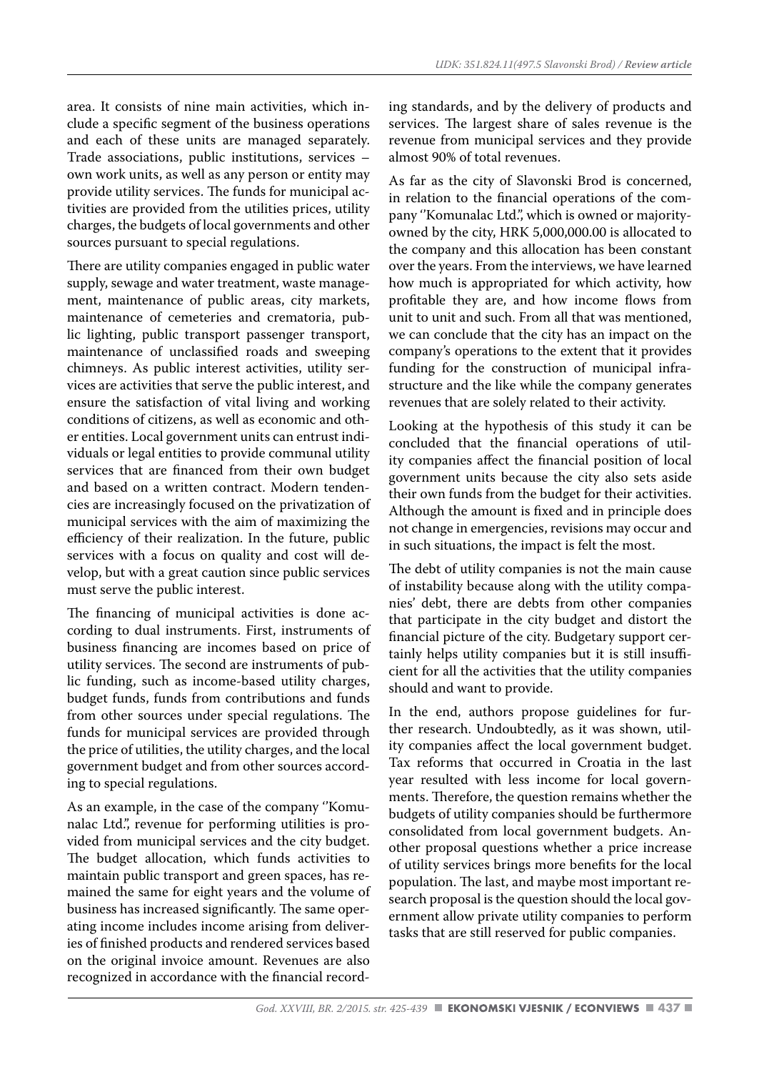area. It consists of nine main activities, which include a specific segment of the business operations and each of these units are managed separately. Trade associations, public institutions, services – own work units, as well as any person or entity may provide utility services. The funds for municipal activities are provided from the utilities prices, utility charges, the budgets of local governments and other sources pursuant to special regulations.

There are utility companies engaged in public water supply, sewage and water treatment, waste management, maintenance of public areas, city markets, maintenance of cemeteries and crematoria, public lighting, public transport passenger transport, maintenance of unclassified roads and sweeping chimneys. As public interest activities, utility services are activities that serve the public interest, and ensure the satisfaction of vital living and working conditions of citizens, as well as economic and other entities. Local government units can entrust individuals or legal entities to provide communal utility services that are financed from their own budget and based on a written contract. Modern tendencies are increasingly focused on the privatization of municipal services with the aim of maximizing the efficiency of their realization. In the future, public services with a focus on quality and cost will develop, but with a great caution since public services must serve the public interest.

The financing of municipal activities is done according to dual instruments. First, instruments of business financing are incomes based on price of utility services. The second are instruments of public funding, such as income-based utility charges, budget funds, funds from contributions and funds from other sources under special regulations. The funds for municipal services are provided through the price of utilities, the utility charges, and the local government budget and from other sources according to special regulations.

As an example, in the case of the company ''Komunalac Ltd.'', revenue for performing utilities is provided from municipal services and the city budget. The budget allocation, which funds activities to maintain public transport and green spaces, has remained the same for eight years and the volume of business has increased significantly. The same operating income includes income arising from deliveries of finished products and rendered services based on the original invoice amount. Revenues are also recognized in accordance with the financial recording standards, and by the delivery of products and services. The largest share of sales revenue is the revenue from municipal services and they provide almost 90% of total revenues.

As far as the city of Slavonski Brod is concerned, in relation to the financial operations of the company ''Komunalac Ltd.'', which is owned or majority-owned by the city, HRK 5,000,000.00 is allocated to the company and this allocation has been constant over the years. From the interviews, we have learned how much is appropriated for which activity, how profitable they are, and how income flows from unit to unit and such. From all that was mentioned, we can conclude that the city has an impact on the company's operations to the extent that it provides funding for the construction of municipal infrastructure and the like while the company generates revenues that are solely related to their activity.

Looking at the hypothesis of this study it can be concluded that the financial operations of utility companies affect the financial position of local government units because the city also sets aside their own funds from the budget for their activities. Although the amount is fixed and in principle does not change in emergencies, revisions may occur and in such situations, the impact is felt the most.

The debt of utility companies is not the main cause of instability because along with the utility companies' debt, there are debts from other companies that participate in the city budget and distort the financial picture of the city. Budgetary support certainly helps utility companies but it is still insufficient for all the activities that the utility companies should and want to provide.

In the end, authors propose guidelines for further research. Undoubtedly, as it was shown, utility companies affect the local government budget. Tax reforms that occurred in Croatia in the last year resulted with less income for local governments. Therefore, the question remains whether the budgets of utility companies should be furthermore consolidated from local government budgets. Another proposal questions whether a price increase of utility services brings more benefits for the local population. The last, and maybe most important research proposal is the question should the local government allow private utility companies to perform tasks that are still reserved for public companies.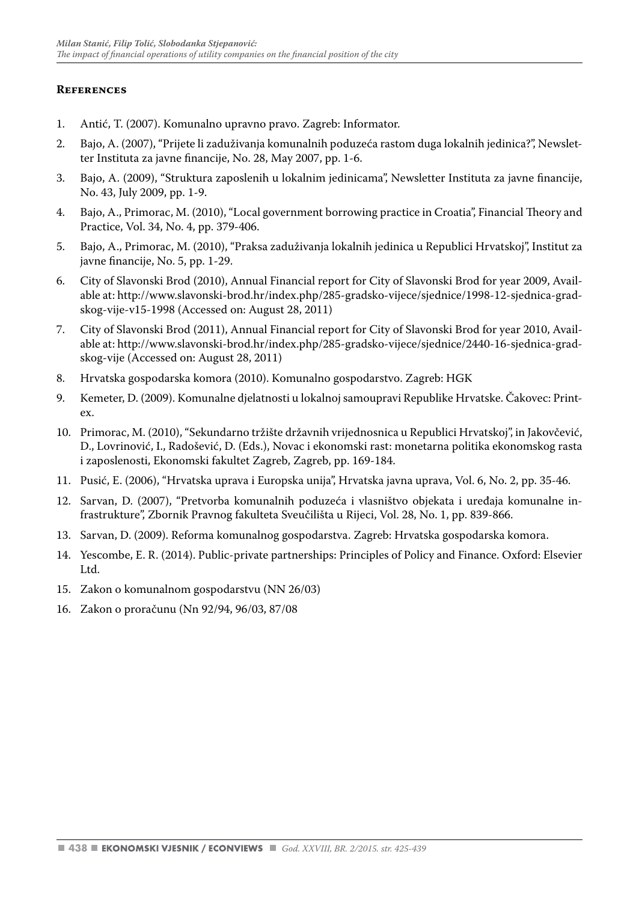## References

1. Antić, T. (2007). Komunalno upravno pravo. Zagreb: Informator.
2. Bajo, A. (2007), "Prijete li zaduživanja komunalnih poduzeća rastom duga lokalnih jedinica?", Newsletter Instituta za javne financije, No. 28, May 2007, pp. 1-6.
3. Bajo, A. (2009), "Struktura zaposlenih u lokalnim jedinicama", Newsletter Instituta za javne financije, No. 43, July 2009, pp. 1-9.
4. Bajo, A., Primorac, M. (2010), "Local government borrowing practice in Croatia", Financial Theory and Practice, Vol. 34, No. 4, pp. 379-406.
5. Bajo, A., Primorac, M. (2010), "Praksa zaduživanja lokalnih jedinica u Republici Hrvatskoj", Institut za javne financije, No. 5, pp. 1-29.
6. City of Slavonski Brod (2010), Annual Financial report for City of Slavonski Brod for year 2009, Available at: http://www.slavonski-brod.hr/index.php/285-gradsko-vijece/sjednice/1998-12-sjednica-gradskog-vije-v15-1998 (Accessed on: August 28, 2011)
7. City of Slavonski Brod (2011), Annual Financial report for City of Slavonski Brod for year 2010, Available at: http://www.slavonski-brod.hr/index.php/285-gradsko-vijece/sjednice/2440-16-sjednica-gradskog-vije (Accessed on: August 28, 2011)
8. Hrvatska gospodarska komora (2010). Komunalno gospodarstvo. Zagreb: HGK
9. Kemeter, D. (2009). Komunalne djelatnosti u lokalnoj samoupravi Republike Hrvatske. Čakovec: Printex.
10. Primorac, M. (2010), "Sekundarno tržište državnih vrijednosnica u Republici Hrvatskoj", in Jakovčević, D., Lovrinović, I., Radošević, D. (Eds.), Novac i ekonomski rast: monetarna politika ekonomskog rasta i zaposlenosti, Ekonomski fakultet Zagreb, Zagreb, pp. 169-184.
11. Pusić, E. (2006), "Hrvatska uprava i Europska unija", Hrvatska javna uprava, Vol. 6, No. 2, pp. 35-46.
12. Sarvan, D. (2007), "Pretvorba komunalnih poduzeća i vlasništvo objekata i uređaja komunalne infrastrukture", Zbornik Pravnog fakulteta Sveučilišta u Rijeci, Vol. 28, No. 1, pp. 839-866.
13. Sarvan, D. (2009). Reforma komunalnog gospodarstva. Zagreb: Hrvatska gospodarska komora.
14. Yescombe, E. R. (2014). Public-private partnerships: Principles of Policy and Finance. Oxford: Elsevier Ltd.
15. Zakon o komunalnom gospodarstvu (NN 26/03)
16. Zakon o proračunu (Nn 92/94, 96/03, 87/08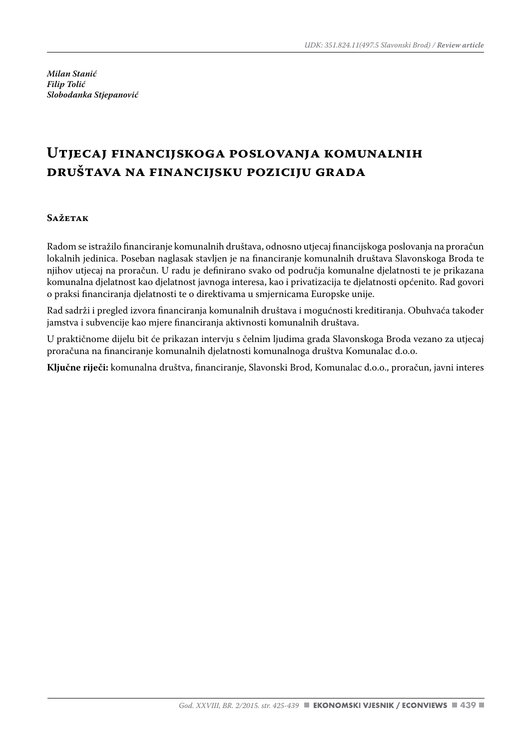*Milan Stanić*
*Filip Tolić*
*Slobodanka Stjepanović*

# Utjecaj financijskoga poslovanja komunalnih društava na financijsku poziciju grada

## Sažetak

Radom se istražilo financiranje komunalnih društava, odnosno utjecaj financijskoga poslovanja na proračun lokalnih jedinica. Poseban naglasak stavljen je na financiranje komunalnih društava Slavonskoga Broda te njihov utjecaj na proračun. U radu je definirano svako od područja komunalne djelatnosti te je prikazana komunalna djelatnost kao djelatnost javnoga interesa, kao i privatizacija te djelatnosti općenito. Rad govori o praksi financiranja djelatnosti te o direktivama u smjernicama Europske unije.

Rad sadrži i pregled izvora financiranja komunalnih društava i mogućnosti kreditiranja. Obuhvaća također jamstva i subvencije kao mjere financiranja aktivnosti komunalnih društava.

U praktičnome dijelu bit će prikazan intervju s čelnim ljudima grada Slavonskoga Broda vezano za utjecaj proračuna na financiranje komunalnih djelatnosti komunalnoga društva Komunalac d.o.o.

**Ključne riječi:** komunalna društva, financiranje, Slavonski Brod, Komunalac d.o.o., proračun, javni interes